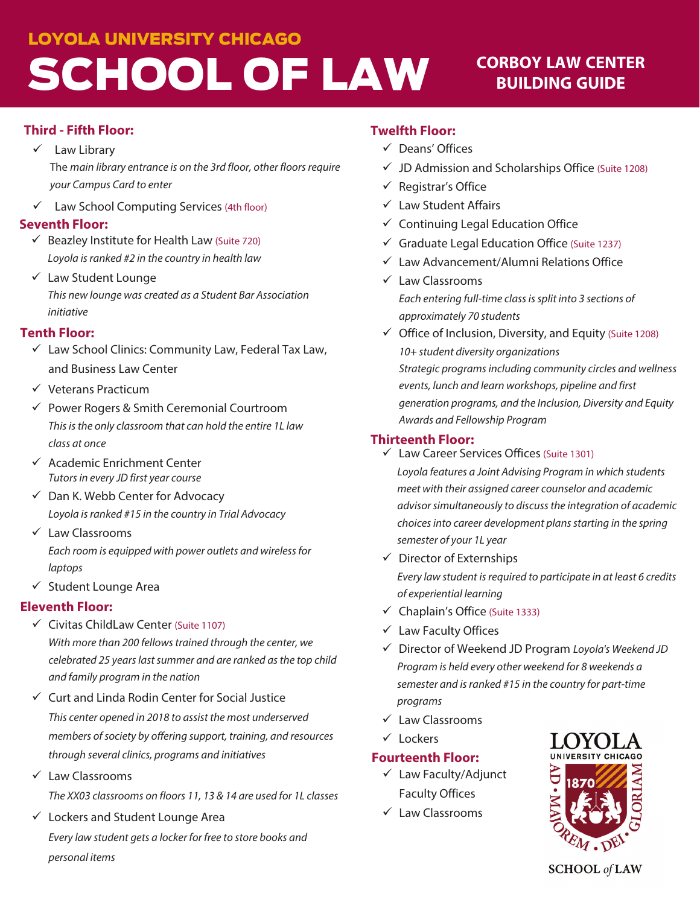# LOYOLA UNIVERSITY CHICAGO SCHOOL OF LAW

## CORBOY LAW CENTER BUILDING GUIDE

### Third - Fifth Floor:

- ✓ Law Library
  The *main library entrance is on the 3rd floor, other floors require your Campus Card to enter*
- ✓ Law School Computing Services (4th floor)

### Seventh Floor:

- ✓ Beazley Institute for Health Law (Suite 720)
  *Loyola is ranked #2 in the country in health law*
- ✓ Law Student Lounge
  *This new lounge was created as a Student Bar Association initiative*

### Tenth Floor:

- ✓ Law School Clinics: Community Law, Federal Tax Law, and Business Law Center
- ✓ Veterans Practicum
- ✓ Power Rogers & Smith Ceremonial Courtroom
  *This is the only classroom that can hold the entire 1L law class at once*
- ✓ Academic Enrichment Center
  *Tutors in every JD first year course*
- ✓ Dan K. Webb Center for Advocacy
  *Loyola is ranked #15 in the country in Trial Advocacy*
- ✓ Law Classrooms
  *Each room is equipped with power outlets and wireless for laptops*
- ✓ Student Lounge Area

### Eleventh Floor:

- ✓ Civitas ChildLaw Center (Suite 1107)
  *With more than 200 fellows trained through the center, we celebrated 25 years last summer and are ranked as the top child and family program in the nation*
- ✓ Curt and Linda Rodin Center for Social Justice
  *This center opened in 2018 to assist the most underserved members of society by offering support, training, and resources through several clinics, programs and initiatives*
- ✓ Law Classrooms
  *The XX03 classrooms on floors 11, 13 & 14 are used for 1L classes*
- ✓ Lockers and Student Lounge Area
  *Every law student gets a locker for free to store books and personal items*

### Twelfth Floor:

- ✓ Deans' Offices
- ✓ JD Admission and Scholarships Office (Suite 1208)
- ✓ Registrar's Office
- ✓ Law Student Affairs
- ✓ Continuing Legal Education Office
- ✓ Graduate Legal Education Office (Suite 1237)
- ✓ Law Advancement/Alumni Relations Office
- ✓ Law Classrooms
  *Each entering full-time class is split into 3 sections of approximately 70 students*
- ✓ Office of Inclusion, Diversity, and Equity (Suite 1208)
  *10+ student diversity organizations*
  *Strategic programs including community circles and wellness events, lunch and learn workshops, pipeline and first generation programs, and the Inclusion, Diversity and Equity Awards and Fellowship Program*

### Thirteenth Floor:

- ✓ Law Career Services Offices (Suite 1301)
  *Loyola features a Joint Advising Program in which students meet with their assigned career counselor and academic advisor simultaneously to discuss the integration of academic choices into career development plans starting in the spring semester of your 1L year*
- ✓ Director of Externships
  *Every law student is required to participate in at least 6 credits of experiential learning*
- ✓ Chaplain's Office (Suite 1333)
- ✓ Law Faculty Offices
- ✓ Director of Weekend JD Program *Loyola's Weekend JD Program is held every other weekend for 8 weekends a semester and is ranked #15 in the country for part-time programs*
- ✓ Law Classrooms
- ✓ Lockers

### Fourteenth Floor:

- ✓ Law Faculty/Adjunct Faculty Offices
- ✓ Law Classrooms

LOYOLA UNIVERSITY CHICAGO
AD MAJOREM DEI GLORIAM
1870
SCHOOL of LAW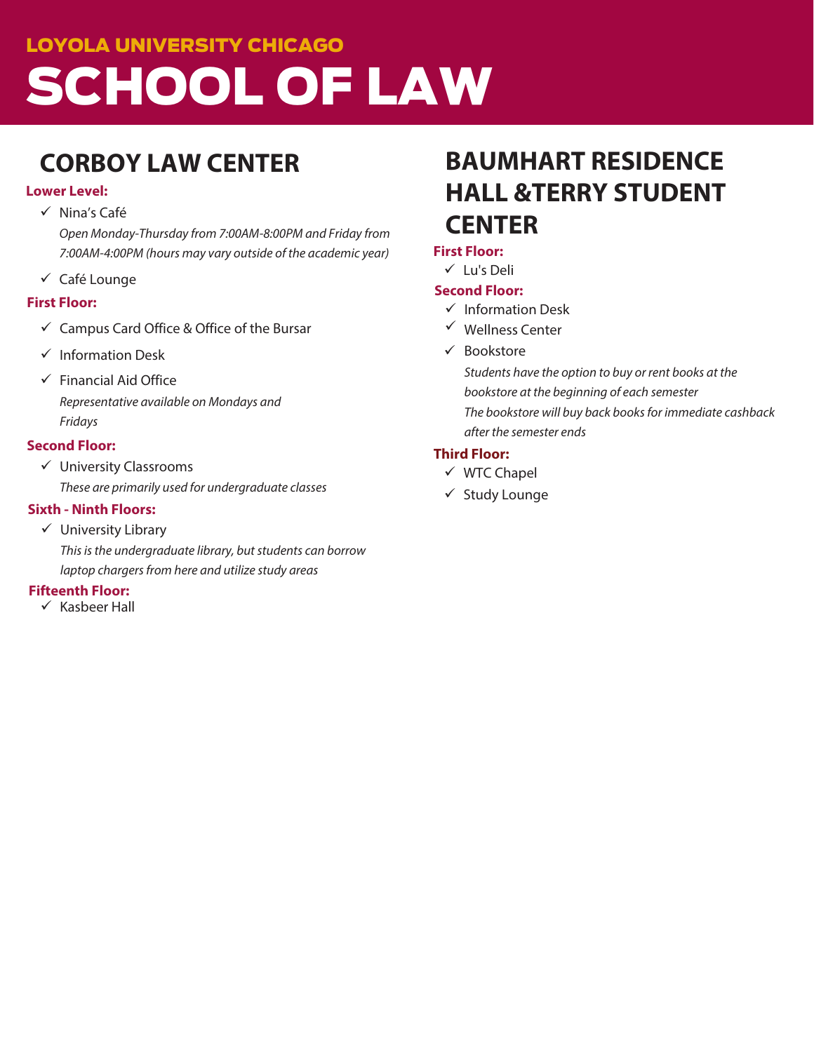LOYOLA UNIVERSITY CHICAGO

# SCHOOL OF LAW

## CORBOY LAW CENTER

**Lower Level:**

- ✓ Nina's Café
  *Open Monday-Thursday from 7:00AM-8:00PM and Friday from 7:00AM-4:00PM (hours may vary outside of the academic year)*
- ✓ Café Lounge

**First Floor:**

- ✓ Campus Card Office & Office of the Bursar
- ✓ Information Desk
- ✓ Financial Aid Office
  *Representative available on Mondays and Fridays*

**Second Floor:**

- ✓ University Classrooms
  *These are primarily used for undergraduate classes*

**Sixth - Ninth Floors:**

- ✓ University Library
  *This is the undergraduate library, but students can borrow laptop chargers from here and utilize study areas*

**Fifteenth Floor:**

- ✓ Kasbeer Hall

## BAUMHART RESIDENCE HALL &TERRY STUDENT CENTER

**First Floor:**

- ✓ Lu's Deli

**Second Floor:**

- ✓ Information Desk
- ✓ Wellness Center
- ✓ Bookstore
  *Students have the option to buy or rent books at the bookstore at the beginning of each semester*
  *The bookstore will buy back books for immediate cashback after the semester ends*

**Third Floor:**

- ✓ WTC Chapel
- ✓ Study Lounge